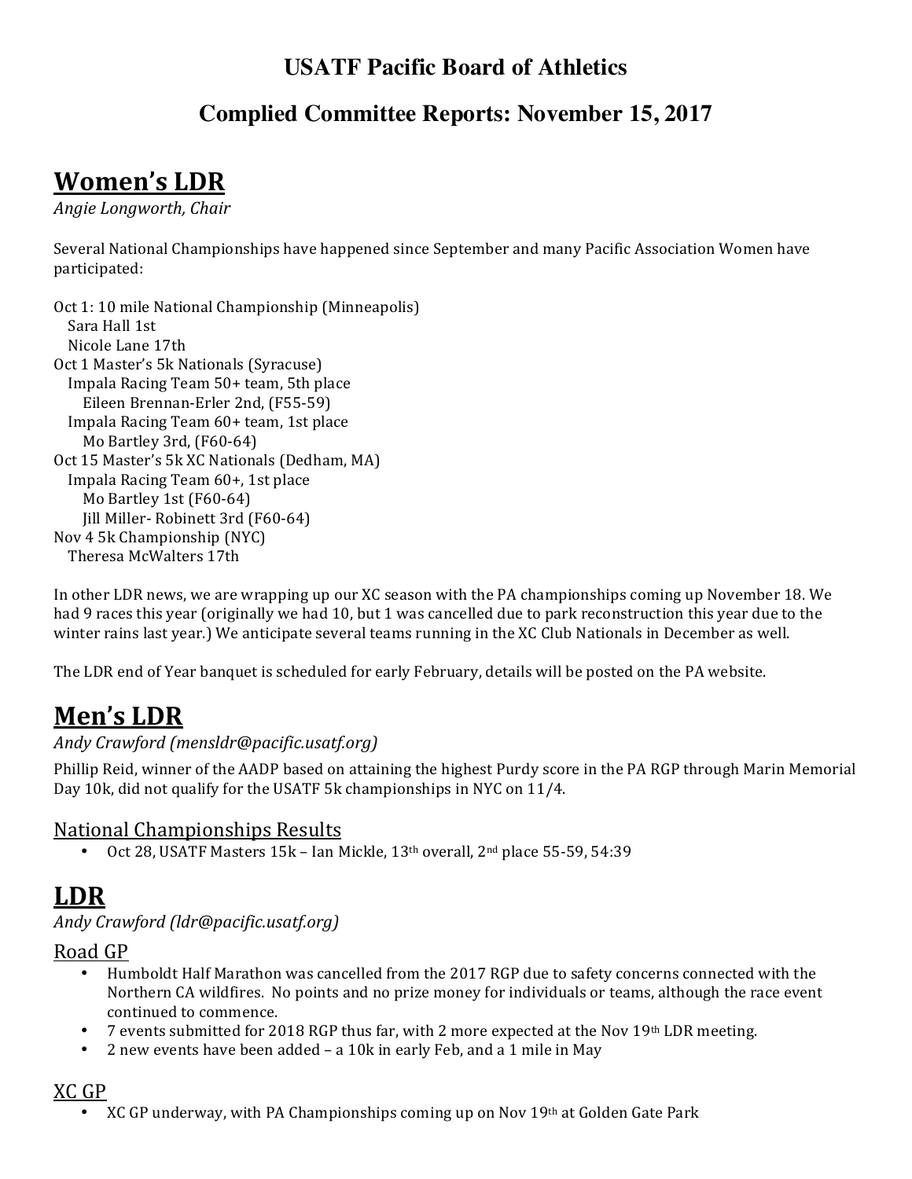# USATF Pacific Board of Athletics

## Complied Committee Reports: November 15, 2017

# Women's LDR

*Angie Longworth, Chair*

Several National Championships have happened since September and many Pacific Association Women have participated:

Oct 1: 10 mile National Championship (Minneapolis)
- Sara Hall 1st
- Nicole Lane 17th

Oct 1 Master's 5k Nationals (Syracuse)
- Impala Racing Team 50+ team, 5th place
  - Eileen Brennan-Erler 2nd, (F55-59)
- Impala Racing Team 60+ team, 1st place
  - Mo Bartley 3rd, (F60-64)

Oct 15 Master's 5k XC Nationals (Dedham, MA)
- Impala Racing Team 60+, 1st place
  - Mo Bartley 1st (F60-64)
  - Jill Miller- Robinett 3rd (F60-64)

Nov 4 5k Championship (NYC)
- Theresa McWalters 17th

In other LDR news, we are wrapping up our XC season with the PA championships coming up November 18. We had 9 races this year (originally we had 10, but 1 was cancelled due to park reconstruction this year due to the winter rains last year.) We anticipate several teams running in the XC Club Nationals in December as well.

The LDR end of Year banquet is scheduled for early February, details will be posted on the PA website.

# Men's LDR

*Andy Crawford (mensldr@pacific.usatf.org)*

Phillip Reid, winner of the AADP based on attaining the highest Purdy score in the PA RGP through Marin Memorial Day 10k, did not qualify for the USATF 5k championships in NYC on 11/4.

## National Championships Results

- Oct 28, USATF Masters 15k – Ian Mickle, 13th overall, 2nd place 55-59, 54:39

# LDR

*Andy Crawford (ldr@pacific.usatf.org)*

## Road GP

- Humboldt Half Marathon was cancelled from the 2017 RGP due to safety concerns connected with the Northern CA wildfires. No points and no prize money for individuals or teams, although the race event continued to commence.
- 7 events submitted for 2018 RGP thus far, with 2 more expected at the Nov 19th LDR meeting.
- 2 new events have been added – a 10k in early Feb, and a 1 mile in May

## XC GP

- XC GP underway, with PA Championships coming up on Nov 19th at Golden Gate Park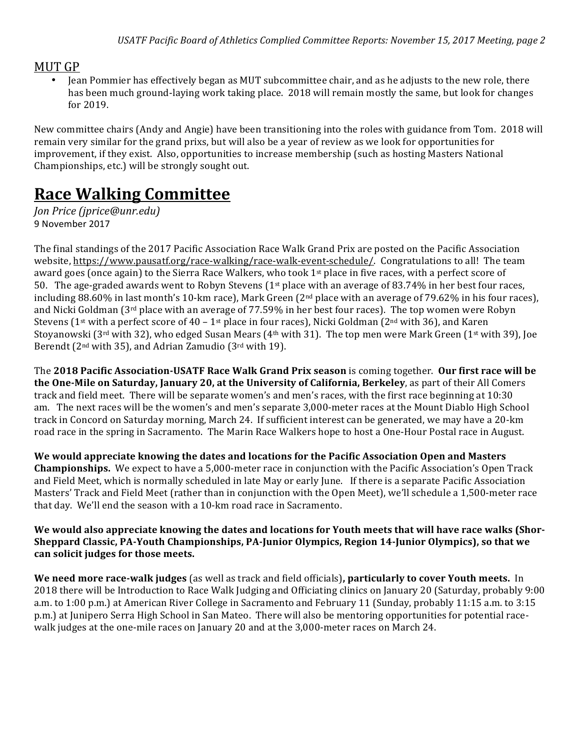## MUT GP

- Jean Pommier has effectively began as MUT subcommittee chair, and as he adjusts to the new role, there has been much ground-laying work taking place. 2018 will remain mostly the same, but look for changes for 2019.

New committee chairs (Andy and Angie) have been transitioning into the roles with guidance from Tom. 2018 will remain very similar for the grand prixs, but will also be a year of review as we look for opportunities for improvement, if they exist. Also, opportunities to increase membership (such as hosting Masters National Championships, etc.) will be strongly sought out.

# Race Walking Committee

*Jon Price (jprice@unr.edu)*
9 November 2017

The final standings of the 2017 Pacific Association Race Walk Grand Prix are posted on the Pacific Association website, https://www.pausatf.org/race-walking/race-walk-event-schedule/. Congratulations to all! The team award goes (once again) to the Sierra Race Walkers, who took 1st place in five races, with a perfect score of 50. The age-graded awards went to Robyn Stevens (1st place with an average of 83.74% in her best four races, including 88.60% in last month's 10-km race), Mark Green (2nd place with an average of 79.62% in his four races), and Nicki Goldman (3rd place with an average of 77.59% in her best four races). The top women were Robyn Stevens (1st with a perfect score of 40 – 1st place in four races), Nicki Goldman (2nd with 36), and Karen Stoyanowski (3rd with 32), who edged Susan Mears (4th with 31). The top men were Mark Green (1st with 39), Joe Berendt (2nd with 35), and Adrian Zamudio (3rd with 19).

The **2018 Pacific Association-USATF Race Walk Grand Prix season** is coming together. **Our first race will be the One-Mile on Saturday, January 20, at the University of California, Berkeley**, as part of their All Comers track and field meet. There will be separate women's and men's races, with the first race beginning at 10:30 am. The next races will be the women's and men's separate 3,000-meter races at the Mount Diablo High School track in Concord on Saturday morning, March 24. If sufficient interest can be generated, we may have a 20-km road race in the spring in Sacramento. The Marin Race Walkers hope to host a One-Hour Postal race in August.

**We would appreciate knowing the dates and locations for the Pacific Association Open and Masters Championships.** We expect to have a 5,000-meter race in conjunction with the Pacific Association's Open Track and Field Meet, which is normally scheduled in late May or early June. If there is a separate Pacific Association Masters' Track and Field Meet (rather than in conjunction with the Open Meet), we'll schedule a 1,500-meter race that day. We'll end the season with a 10-km road race in Sacramento.

**We would also appreciate knowing the dates and locations for Youth meets that will have race walks (Shor-Sheppard Classic, PA-Youth Championships, PA-Junior Olympics, Region 14-Junior Olympics), so that we can solicit judges for those meets.**

**We need more race-walk judges** (as well as track and field officials)**, particularly to cover Youth meets.** In 2018 there will be Introduction to Race Walk Judging and Officiating clinics on January 20 (Saturday, probably 9:00 a.m. to 1:00 p.m.) at American River College in Sacramento and February 11 (Sunday, probably 11:15 a.m. to 3:15 p.m.) at Junipero Serra High School in San Mateo. There will also be mentoring opportunities for potential race-walk judges at the one-mile races on January 20 and at the 3,000-meter races on March 24.